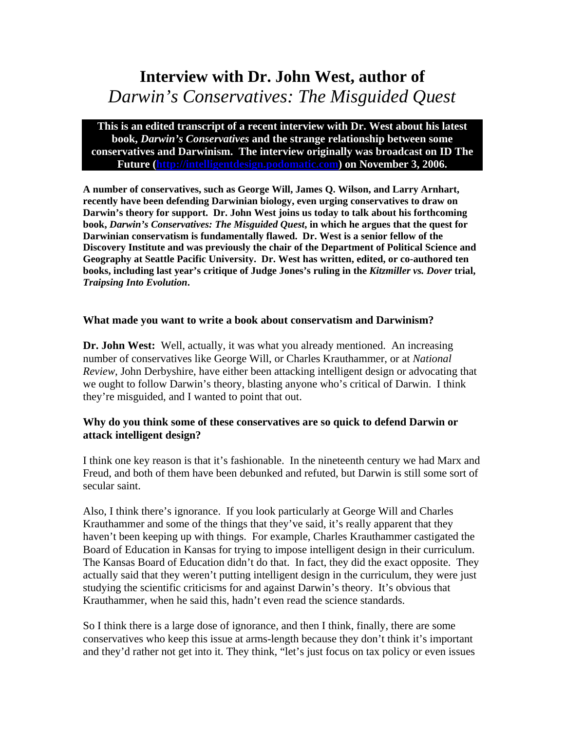# Interview with Dr. John West, author of *Darwin's Conservatives: The Misguided Quest*

**This is an edited transcript of a recent interview with Dr. West about his latest book, *Darwin's Conservatives* and the strange relationship between some conservatives and Darwinism. The interview originally was broadcast on ID The Future (http://intelligentdesign.podomatic.com) on November 3, 2006.**

**A number of conservatives, such as George Will, James Q. Wilson, and Larry Arnhart, recently have been defending Darwinian biology, even urging conservatives to draw on Darwin's theory for support. Dr. John West joins us today to talk about his forthcoming book, *Darwin's Conservatives: The Misguided Quest*, in which he argues that the quest for Darwinian conservatism is fundamentally flawed. Dr. West is a senior fellow of the Discovery Institute and was previously the chair of the Department of Political Science and Geography at Seattle Pacific University. Dr. West has written, edited, or co-authored ten books, including last year's critique of Judge Jones's ruling in the *Kitzmiller vs. Dover* trial, *Traipsing Into Evolution*.**

**What made you want to write a book about conservatism and Darwinism?**

**Dr. John West:** Well, actually, it was what you already mentioned. An increasing number of conservatives like George Will, or Charles Krauthammer, or at *National Review*, John Derbyshire, have either been attacking intelligent design or advocating that we ought to follow Darwin's theory, blasting anyone who's critical of Darwin. I think they're misguided, and I wanted to point that out.

**Why do you think some of these conservatives are so quick to defend Darwin or attack intelligent design?**

I think one key reason is that it's fashionable. In the nineteenth century we had Marx and Freud, and both of them have been debunked and refuted, but Darwin is still some sort of secular saint.

Also, I think there's ignorance. If you look particularly at George Will and Charles Krauthammer and some of the things that they've said, it's really apparent that they haven't been keeping up with things. For example, Charles Krauthammer castigated the Board of Education in Kansas for trying to impose intelligent design in their curriculum. The Kansas Board of Education didn't do that. In fact, they did the exact opposite. They actually said that they weren't putting intelligent design in the curriculum, they were just studying the scientific criticisms for and against Darwin's theory. It's obvious that Krauthammer, when he said this, hadn't even read the science standards.

So I think there is a large dose of ignorance, and then I think, finally, there are some conservatives who keep this issue at arms-length because they don't think it's important and they'd rather not get into it. They think, "let's just focus on tax policy or even issues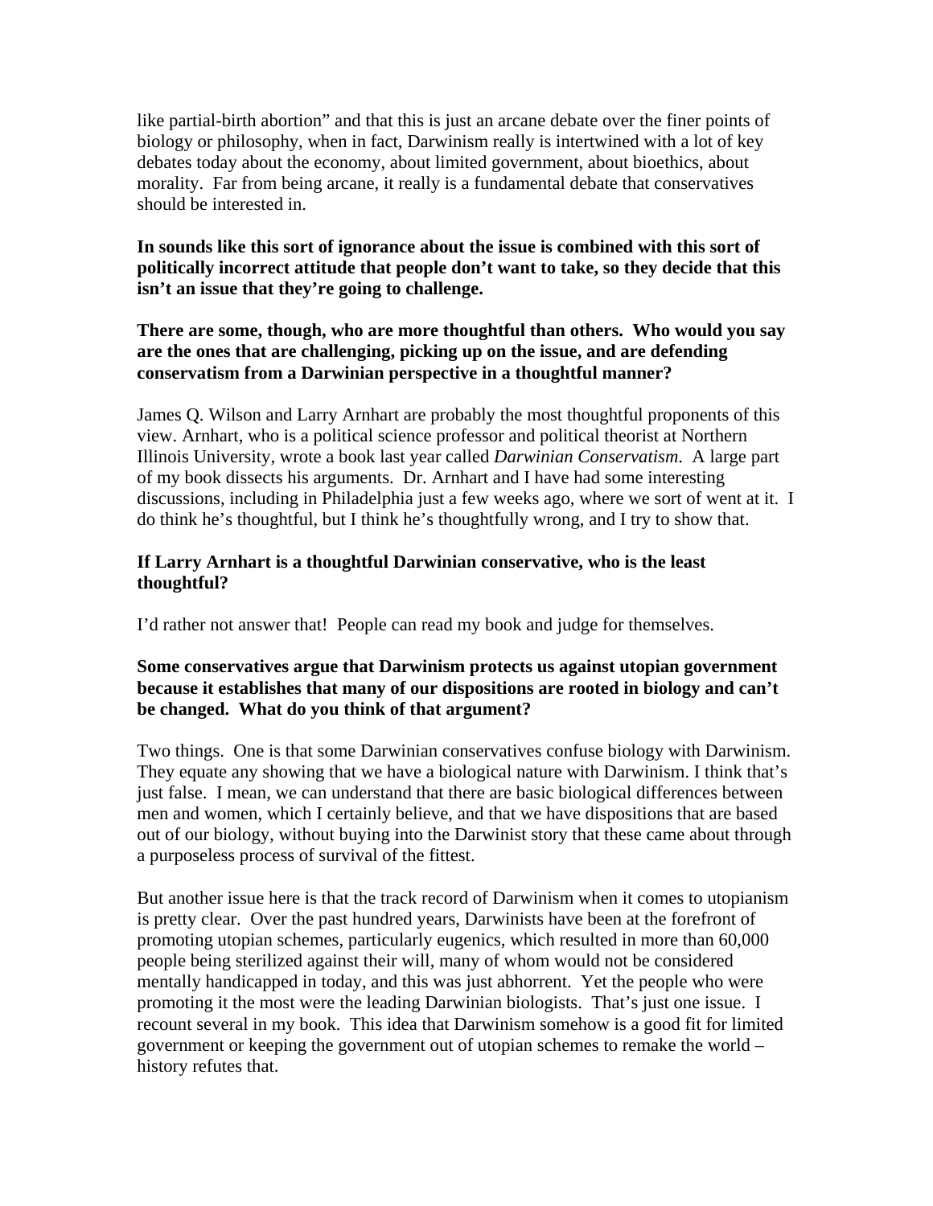like partial-birth abortion" and that this is just an arcane debate over the finer points of biology or philosophy, when in fact, Darwinism really is intertwined with a lot of key debates today about the economy, about limited government, about bioethics, about morality. Far from being arcane, it really is a fundamental debate that conservatives should be interested in.

**In sounds like this sort of ignorance about the issue is combined with this sort of politically incorrect attitude that people don't want to take, so they decide that this isn't an issue that they're going to challenge.**

**There are some, though, who are more thoughtful than others. Who would you say are the ones that are challenging, picking up on the issue, and are defending conservatism from a Darwinian perspective in a thoughtful manner?**

James Q. Wilson and Larry Arnhart are probably the most thoughtful proponents of this view. Arnhart, who is a political science professor and political theorist at Northern Illinois University, wrote a book last year called *Darwinian Conservatism*. A large part of my book dissects his arguments. Dr. Arnhart and I have had some interesting discussions, including in Philadelphia just a few weeks ago, where we sort of went at it. I do think he's thoughtful, but I think he's thoughtfully wrong, and I try to show that.

**If Larry Arnhart is a thoughtful Darwinian conservative, who is the least thoughtful?**

I'd rather not answer that! People can read my book and judge for themselves.

**Some conservatives argue that Darwinism protects us against utopian government because it establishes that many of our dispositions are rooted in biology and can't be changed. What do you think of that argument?**

Two things. One is that some Darwinian conservatives confuse biology with Darwinism. They equate any showing that we have a biological nature with Darwinism. I think that's just false. I mean, we can understand that there are basic biological differences between men and women, which I certainly believe, and that we have dispositions that are based out of our biology, without buying into the Darwinist story that these came about through a purposeless process of survival of the fittest.

But another issue here is that the track record of Darwinism when it comes to utopianism is pretty clear. Over the past hundred years, Darwinists have been at the forefront of promoting utopian schemes, particularly eugenics, which resulted in more than 60,000 people being sterilized against their will, many of whom would not be considered mentally handicapped in today, and this was just abhorrent. Yet the people who were promoting it the most were the leading Darwinian biologists. That's just one issue. I recount several in my book. This idea that Darwinism somehow is a good fit for limited government or keeping the government out of utopian schemes to remake the world – history refutes that.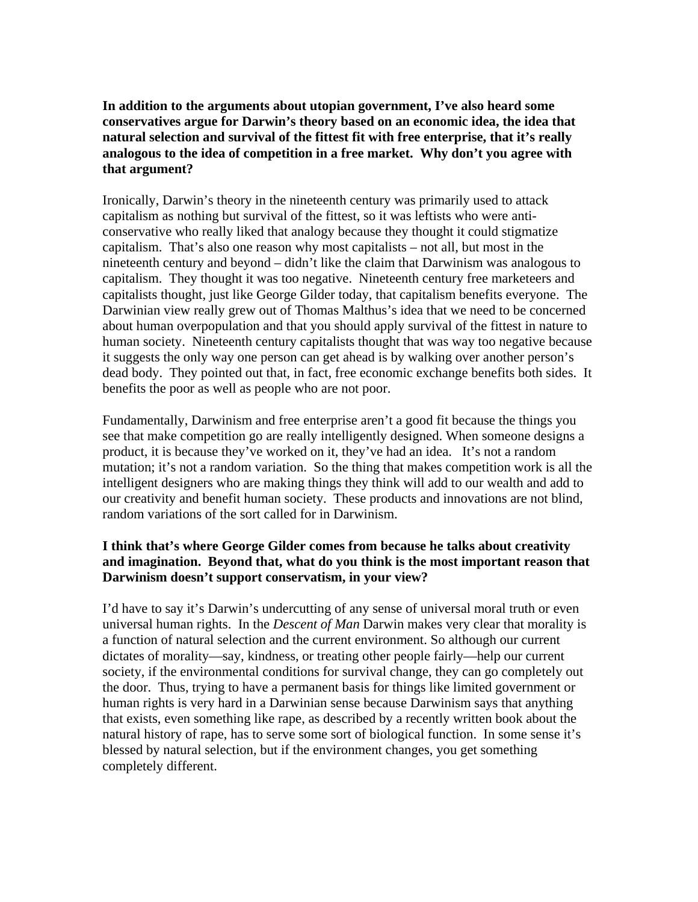**In addition to the arguments about utopian government, I've also heard some conservatives argue for Darwin's theory based on an economic idea, the idea that natural selection and survival of the fittest fit with free enterprise, that it's really analogous to the idea of competition in a free market. Why don't you agree with that argument?**

Ironically, Darwin's theory in the nineteenth century was primarily used to attack capitalism as nothing but survival of the fittest, so it was leftists who were anti-conservative who really liked that analogy because they thought it could stigmatize capitalism. That's also one reason why most capitalists – not all, but most in the nineteenth century and beyond – didn't like the claim that Darwinism was analogous to capitalism. They thought it was too negative. Nineteenth century free marketeers and capitalists thought, just like George Gilder today, that capitalism benefits everyone. The Darwinian view really grew out of Thomas Malthus's idea that we need to be concerned about human overpopulation and that you should apply survival of the fittest in nature to human society. Nineteenth century capitalists thought that was way too negative because it suggests the only way one person can get ahead is by walking over another person's dead body. They pointed out that, in fact, free economic exchange benefits both sides. It benefits the poor as well as people who are not poor.

Fundamentally, Darwinism and free enterprise aren't a good fit because the things you see that make competition go are really intelligently designed. When someone designs a product, it is because they've worked on it, they've had an idea. It's not a random mutation; it's not a random variation. So the thing that makes competition work is all the intelligent designers who are making things they think will add to our wealth and add to our creativity and benefit human society. These products and innovations are not blind, random variations of the sort called for in Darwinism.

**I think that's where George Gilder comes from because he talks about creativity and imagination. Beyond that, what do you think is the most important reason that Darwinism doesn't support conservatism, in your view?**

I'd have to say it's Darwin's undercutting of any sense of universal moral truth or even universal human rights. In the *Descent of Man* Darwin makes very clear that morality is a function of natural selection and the current environment. So although our current dictates of morality—say, kindness, or treating other people fairly—help our current society, if the environmental conditions for survival change, they can go completely out the door. Thus, trying to have a permanent basis for things like limited government or human rights is very hard in a Darwinian sense because Darwinism says that anything that exists, even something like rape, as described by a recently written book about the natural history of rape, has to serve some sort of biological function. In some sense it's blessed by natural selection, but if the environment changes, you get something completely different.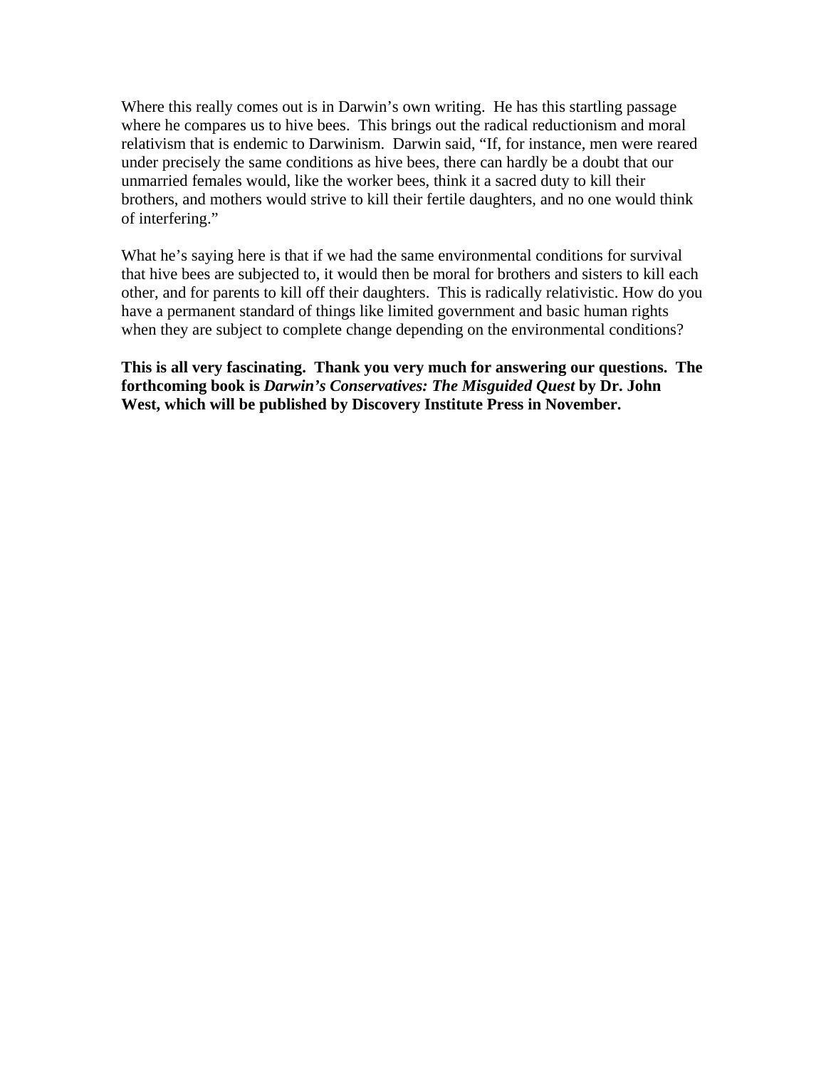Where this really comes out is in Darwin's own writing.  He has this startling passage where he compares us to hive bees.  This brings out the radical reductionism and moral relativism that is endemic to Darwinism.  Darwin said, "If, for instance, men were reared under precisely the same conditions as hive bees, there can hardly be a doubt that our unmarried females would, like the worker bees, think it a sacred duty to kill their brothers, and mothers would strive to kill their fertile daughters, and no one would think of interfering."

What he's saying here is that if we had the same environmental conditions for survival that hive bees are subjected to, it would then be moral for brothers and sisters to kill each other, and for parents to kill off their daughters.  This is radically relativistic. How do you have a permanent standard of things like limited government and basic human rights when they are subject to complete change depending on the environmental conditions?

**This is all very fascinating.  Thank you very much for answering our questions.  The forthcoming book is *Darwin's Conservatives: The Misguided Quest* by Dr. John West, which will be published by Discovery Institute Press in November.**